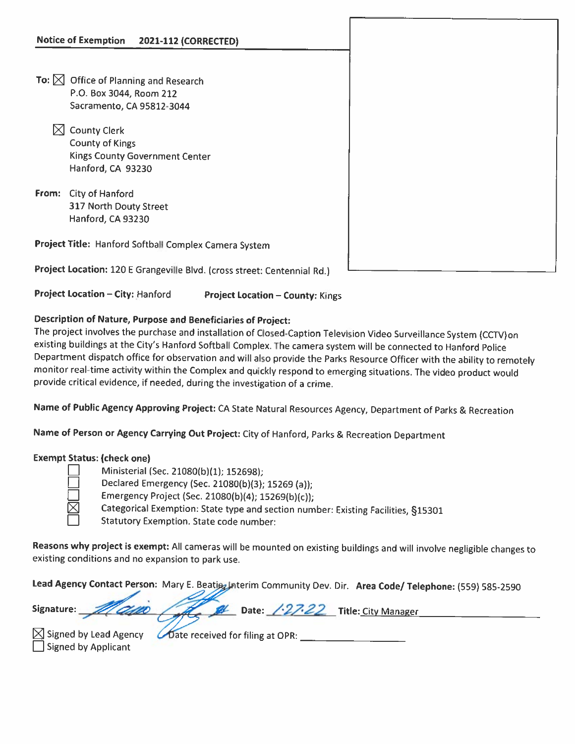**Notice of Exemption 2021-112 (CORRECTED)**

**To:** ☒ Office of Planning and Research
P.O. Box 3044, Room 212
Sacramento, CA 95812-3044

☒ County Clerk
County of Kings
Kings County Government Center
Hanford, CA 93230

**From:** City of Hanford
317 North Douty Street
Hanford, CA 93230

**Project Title:** Hanford Softball Complex Camera System

**Project Location:** 120 E Grangeville Blvd. (cross street: Centennial Rd.)

**Project Location – City:** Hanford **Project Location – County:** Kings

**Description of Nature, Purpose and Beneficiaries of Project:**
The project involves the purchase and installation of Closed-Caption Television Video Surveillance System (CCTV) on existing buildings at the City's Hanford Softball Complex. The camera system will be connected to Hanford Police Department dispatch office for observation and will also provide the Parks Resource Officer with the ability to remotely monitor real-time activity within the Complex and quickly respond to emerging situations. The video product would provide critical evidence, if needed, during the investigation of a crime.

**Name of Public Agency Approving Project:** CA State Natural Resources Agency, Department of Parks & Recreation

**Name of Person or Agency Carrying Out Project:** City of Hanford, Parks & Recreation Department

**Exempt Status: (check one)**

- ☐ Ministerial (Sec. 21080(b)(1); 152698);
- ☐ Declared Emergency (Sec. 21080(b)(3); 15269 (a));
- ☐ Emergency Project (Sec. 21080(b)(4); 15269(b)(c));
- ☒ Categorical Exemption: State type and section number: Existing Facilities, §15301
- ☐ Statutory Exemption. State code number:

**Reasons why project is exempt:** All cameras will be mounted on existing buildings and will involve negligible changes to existing conditions and no expansion to park use.

**Lead Agency Contact Person:** Mary E. Beatie, Interim Community Dev. Dir. **Area Code/ Telephone:** (559) 585-2590

**Signature:** _[signature]_ **Date:** 1-27-22 **Title:** City Manager

☒ Signed by Lead Agency Date received for filing at OPR: ____________
☐ Signed by Applicant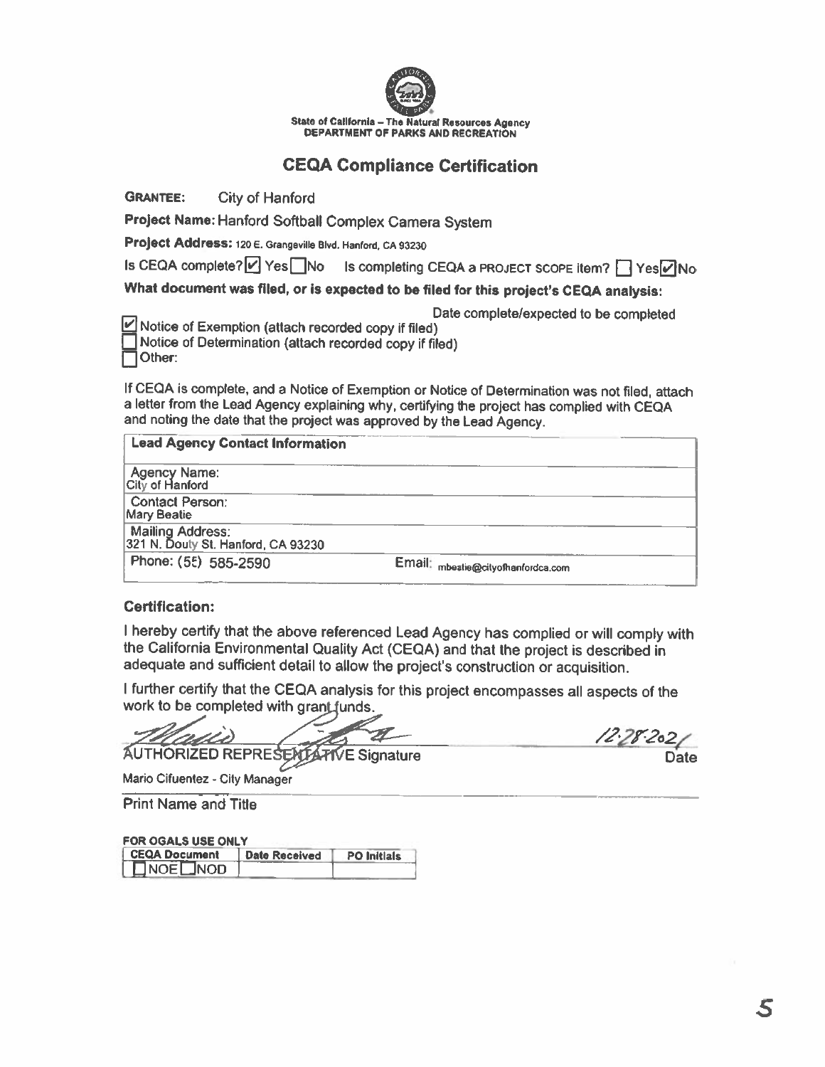State of California – The Natural Resources Agency
DEPARTMENT OF PARKS AND RECREATION

# CEQA Compliance Certification

**GRANTEE:** City of Hanford

**Project Name:** Hanford Softball Complex Camera System

**Project Address:** 120 E. Grangeville Blvd. Hanford, CA 93230

Is CEQA complete? ☑ Yes ☐ No   Is completing CEQA a PROJECT SCOPE item? ☐ Yes ☑ No

**What document was filed, or is expected to be filed for this project's CEQA analysis:**

Date complete/expected to be completed

☑ Notice of Exemption (attach recorded copy if filed)
☐ Notice of Determination (attach recorded copy if filed)
☐ Other:

If CEQA is complete, and a Notice of Exemption or Notice of Determination was not filed, attach a letter from the Lead Agency explaining why, certifying the project has complied with CEQA and noting the date that the project was approved by the Lead Agency.

| **Lead Agency Contact Information** | |
|---|---|
| Agency Name: City of Hanford | |
| Contact Person: Mary Beatie | |
| Mailing Address: 321 N. Douty St. Hanford, CA 93230 | |
| Phone: (55) 585-2590 | Email: mbeatie@cityofhanfordca.com |

### Certification:

I hereby certify that the above referenced Lead Agency has complied or will comply with the California Environmental Quality Act (CEQA) and that the project is described in adequate and sufficient detail to allow the project's construction or acquisition.

I further certify that the CEQA analysis for this project encompasses all aspects of the work to be completed with grant funds.

AUTHORIZED REPRESENTATIVE Signature    12-28-2021
Date

Mario Cifuentez - City Manager
Print Name and Title

**FOR OGALS USE ONLY**

| CEQA Document | Date Received | PO Initials |
|---|---|---|
| ☐ NOE ☐ NOD | | |